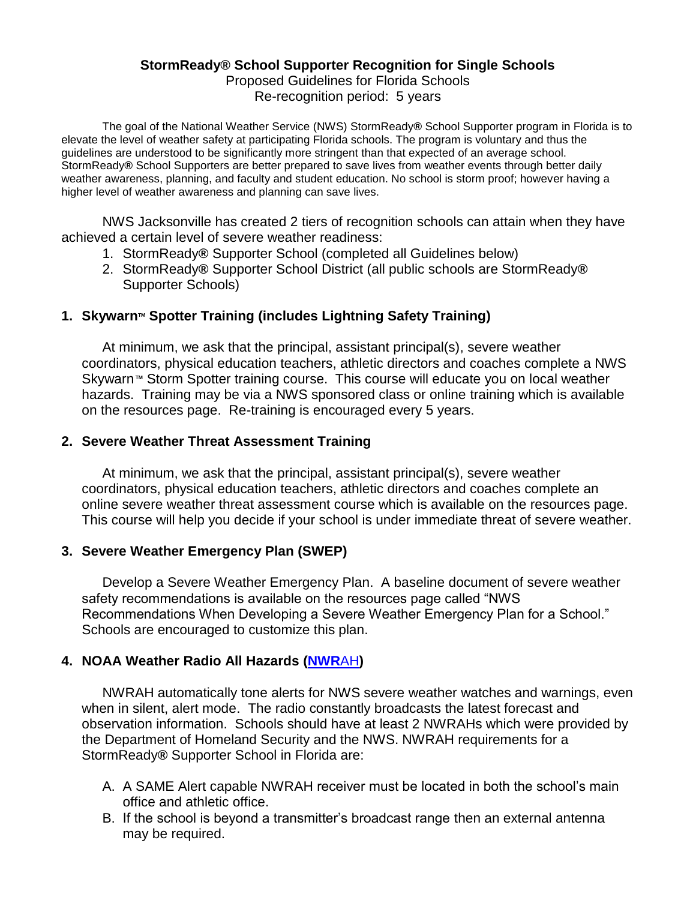**StormReady® School Supporter Recognition for Single Schools**

Proposed Guidelines for Florida Schools

Re-recognition period: 5 years

The goal of the National Weather Service (NWS) StormReady® School Supporter program in Florida is to elevate the level of weather safety at participating Florida schools. The program is voluntary and thus the guidelines are understood to be significantly more stringent than that expected of an average school. StormReady® School Supporters are better prepared to save lives from weather events through better daily weather awareness, planning, and faculty and student education. No school is storm proof; however having a higher level of weather awareness and planning can save lives.

NWS Jacksonville has created 2 tiers of recognition schools can attain when they have achieved a certain level of severe weather readiness:

1. StormReady® Supporter School (completed all Guidelines below)
2. StormReady® Supporter School District (all public schools are StormReady® Supporter Schools)

## 1. Skywarn™ Spotter Training (includes Lightning Safety Training)

At minimum, we ask that the principal, assistant principal(s), severe weather coordinators, physical education teachers, athletic directors and coaches complete a NWS Skywarn™ Storm Spotter training course. This course will educate you on local weather hazards. Training may be via a NWS sponsored class or online training which is available on the resources page. Re-training is encouraged every 5 years.

## 2. Severe Weather Threat Assessment Training

At minimum, we ask that the principal, assistant principal(s), severe weather coordinators, physical education teachers, athletic directors and coaches complete an online severe weather threat assessment course which is available on the resources page. This course will help you decide if your school is under immediate threat of severe weather.

## 3. Severe Weather Emergency Plan (SWEP)

Develop a Severe Weather Emergency Plan. A baseline document of severe weather safety recommendations is available on the resources page called "NWS Recommendations When Developing a Severe Weather Emergency Plan for a School." Schools are encouraged to customize this plan.

## 4. NOAA Weather Radio All Hazards (NWRAH)

NWRAH automatically tone alerts for NWS severe weather watches and warnings, even when in silent, alert mode. The radio constantly broadcasts the latest forecast and observation information. Schools should have at least 2 NWRAHs which were provided by the Department of Homeland Security and the NWS. NWRAH requirements for a StormReady® Supporter School in Florida are:

A. A SAME Alert capable NWRAH receiver must be located in both the school's main office and athletic office.
B. If the school is beyond a transmitter's broadcast range then an external antenna may be required.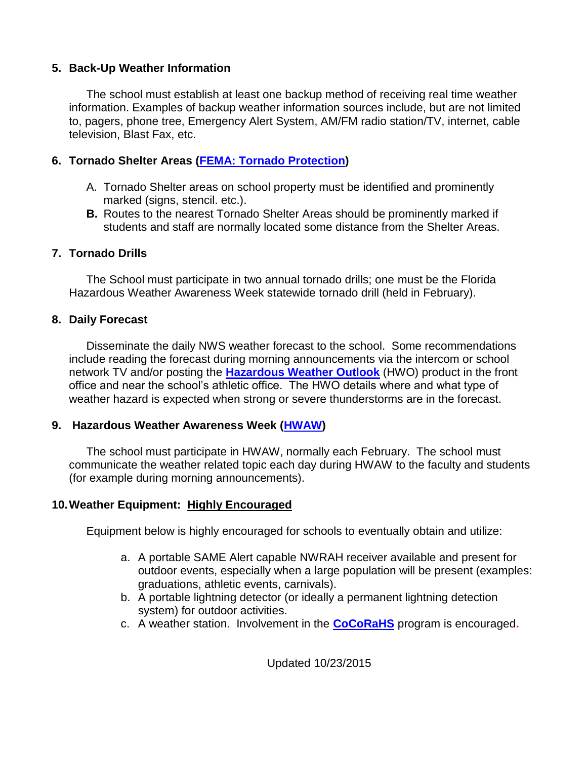### 5. Back-Up Weather Information

The school must establish at least one backup method of receiving real time weather information. Examples of backup weather information sources include, but are not limited to, pagers, phone tree, Emergency Alert System, AM/FM radio station/TV, internet, cable television, Blast Fax, etc.

### 6. Tornado Shelter Areas (FEMA: Tornado Protection)

A. Tornado Shelter areas on school property must be identified and prominently marked (signs, stencil. etc.).

**B.** Routes to the nearest Tornado Shelter Areas should be prominently marked if students and staff are normally located some distance from the Shelter Areas.

### 7. Tornado Drills

The School must participate in two annual tornado drills; one must be the Florida Hazardous Weather Awareness Week statewide tornado drill (held in February).

### 8. Daily Forecast

Disseminate the daily NWS weather forecast to the school. Some recommendations include reading the forecast during morning announcements via the intercom or school network TV and/or posting the **Hazardous Weather Outlook** (HWO) product in the front office and near the school's athletic office. The HWO details where and what type of weather hazard is expected when strong or severe thunderstorms are in the forecast.

### 9. Hazardous Weather Awareness Week (HWAW)

The school must participate in HWAW, normally each February. The school must communicate the weather related topic each day during HWAW to the faculty and students (for example during morning announcements).

### 10. Weather Equipment: Highly Encouraged

Equipment below is highly encouraged for schools to eventually obtain and utilize:

a. A portable SAME Alert capable NWRAH receiver available and present for outdoor events, especially when a large population will be present (examples: graduations, athletic events, carnivals).
b. A portable lightning detector (or ideally a permanent lightning detection system) for outdoor activities.
c. A weather station. Involvement in the **CoCoRaHS** program is encouraged.

Updated 10/23/2015